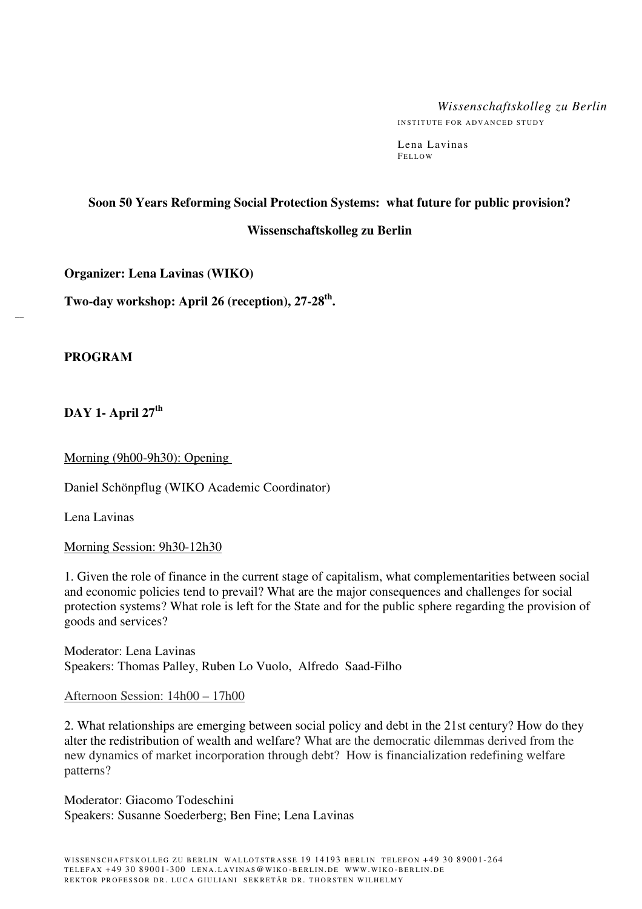*Wissenschaftskolleg zu Berlin*
INSTITUTE FOR ADVANCED STUDY

Lena Lavinas
FELLOW

**Soon 50 Years Reforming Social Protection Systems: what future for public provision?**

**Wissenschaftskolleg zu Berlin**

**Organizer: Lena Lavinas (WIKO)**

**Two-day workshop: April 26 (reception), 27-28th.**

**PROGRAM**

**DAY 1- April 27th**

<u>Morning (9h00-9h30): Opening</u>

Daniel Schönpflug (WIKO Academic Coordinator)

Lena Lavinas

<u>Morning Session: 9h30-12h30</u>

1. Given the role of finance in the current stage of capitalism, what complementarities between social and economic policies tend to prevail? What are the major consequences and challenges for social protection systems? What role is left for the State and for the public sphere regarding the provision of goods and services?

Moderator: Lena Lavinas
Speakers: Thomas Palley, Ruben Lo Vuolo, Alfredo Saad-Filho

<u>Afternoon Session: 14h00 – 17h00</u>

2. What relationships are emerging between social policy and debt in the 21st century? How do they alter the redistribution of wealth and welfare? What are the democratic dilemmas derived from the new dynamics of market incorporation through debt? How is financialization redefining welfare patterns?

Moderator: Giacomo Todeschini
Speakers: Susanne Soederberg; Ben Fine; Lena Lavinas

WISSENSCHAFTSKOLLEG ZU BERLIN WALLOTSTRASSE 19 14193 BERLIN TELEFON +49 30 89001-264
TELEFAX +49 30 89001-300 LENA.LAVINAS@WIKO-BERLIN.DE WWW.WIKO-BERLIN.DE
REKTOR PROFESSOR DR. LUCA GIULIANI SEKRETÄR DR. THORSTEN WILHELMY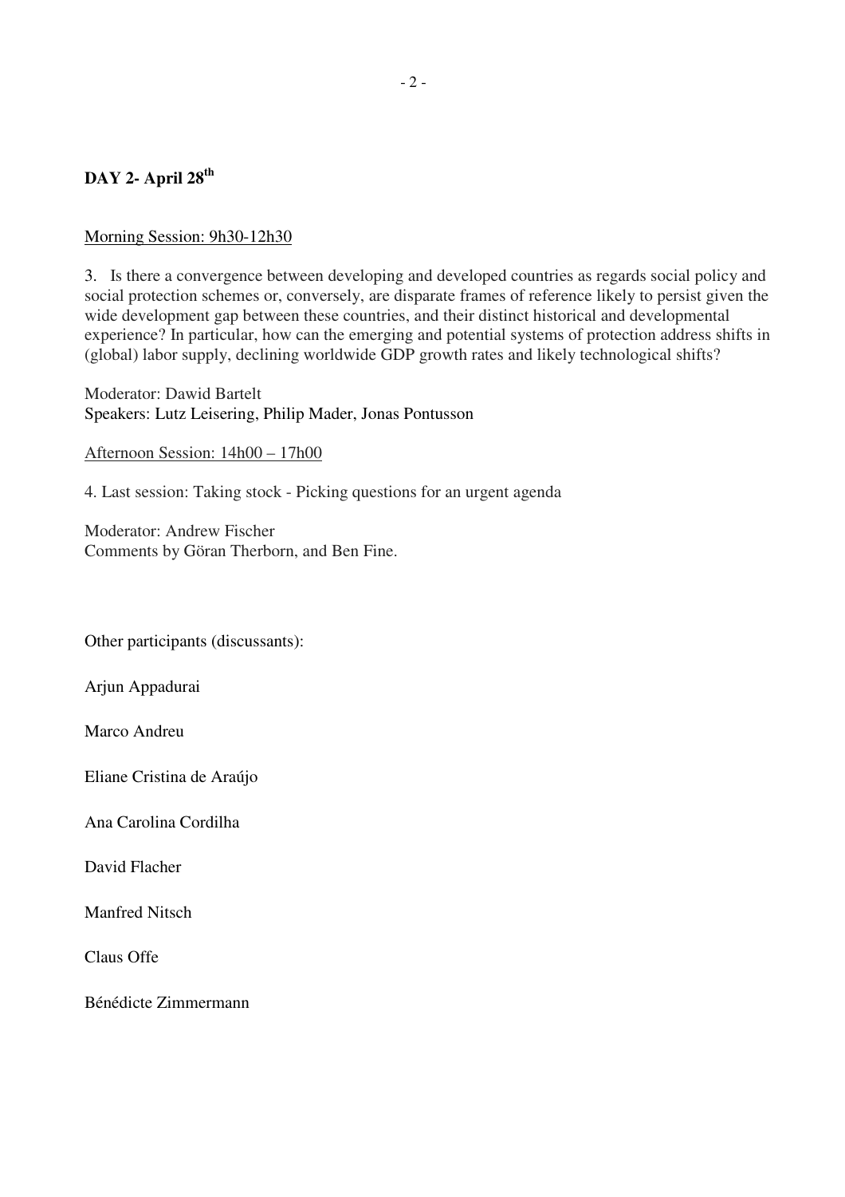## DAY 2- April 28th

Morning Session: 9h30-12h30

3. Is there a convergence between developing and developed countries as regards social policy and social protection schemes or, conversely, are disparate frames of reference likely to persist given the wide development gap between these countries, and their distinct historical and developmental experience? In particular, how can the emerging and potential systems of protection address shifts in (global) labor supply, declining worldwide GDP growth rates and likely technological shifts?

Moderator: Dawid Bartelt
Speakers: Lutz Leisering, Philip Mader, Jonas Pontusson

Afternoon Session: 14h00 – 17h00

4. Last session: Taking stock - Picking questions for an urgent agenda

Moderator: Andrew Fischer
Comments by Göran Therborn, and Ben Fine.

Other participants (discussants):

Arjun Appadurai

Marco Andreu

Eliane Cristina de Araújo

Ana Carolina Cordilha

David Flacher

Manfred Nitsch

Claus Offe

Bénédicte Zimmermann